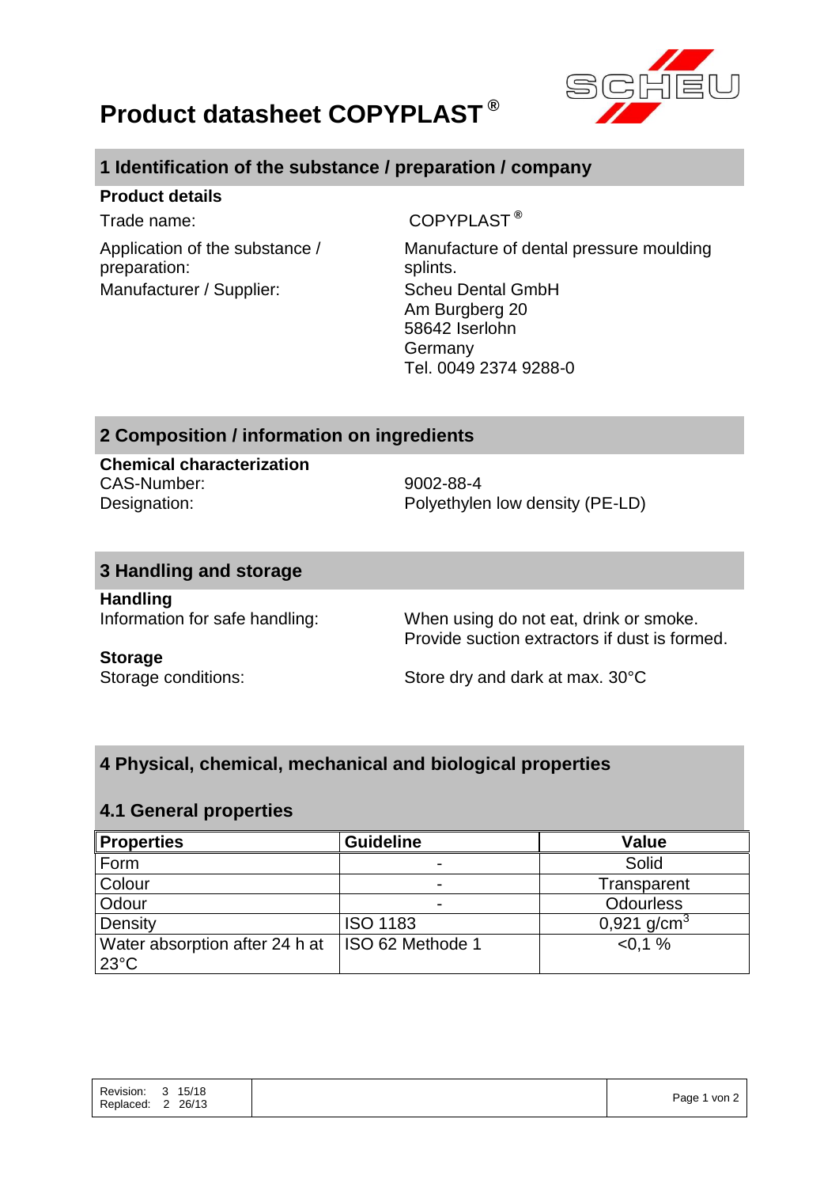# Product datasheet COPYPLAST®

## 1 Identification of the substance / preparation / company

**Product details**

| | |
|---|---|
| Trade name: | COPYPLAST® |
| Application of the substance / preparation: | Manufacture of dental pressure moulding splints. |
| Manufacturer / Supplier: | Scheu Dental GmbH<br>Am Burgberg 20<br>58642 Iserlohn<br>Germany<br>Tel. 0049 2374 9288-0 |

## 2 Composition / information on ingredients

**Chemical characterization**

| | |
|---|---|
| CAS-Number: | 9002-88-4 |
| Designation: | Polyethylen low density (PE-LD) |

## 3 Handling and storage

**Handling**

| | |
|---|---|
| Information for safe handling: | When using do not eat, drink or smoke.<br>Provide suction extractors if dust is formed. |

**Storage**

| | |
|---|---|
| Storage conditions: | Store dry and dark at max. 30°C |

## 4 Physical, chemical, mechanical and biological properties

### 4.1 General properties

| Properties | Guideline | Value |
|---|---|---|
| Form | - | Solid |
| Colour | - | Transparent |
| Odour | - | Odourless |
| Density | ISO 1183 | 0,921 g/cm³ |
| Water absorption after 24 h at 23°C | ISO 62 Methode 1 | <0,1 % |

Revision: 3 15/18
Replaced: 2 26/13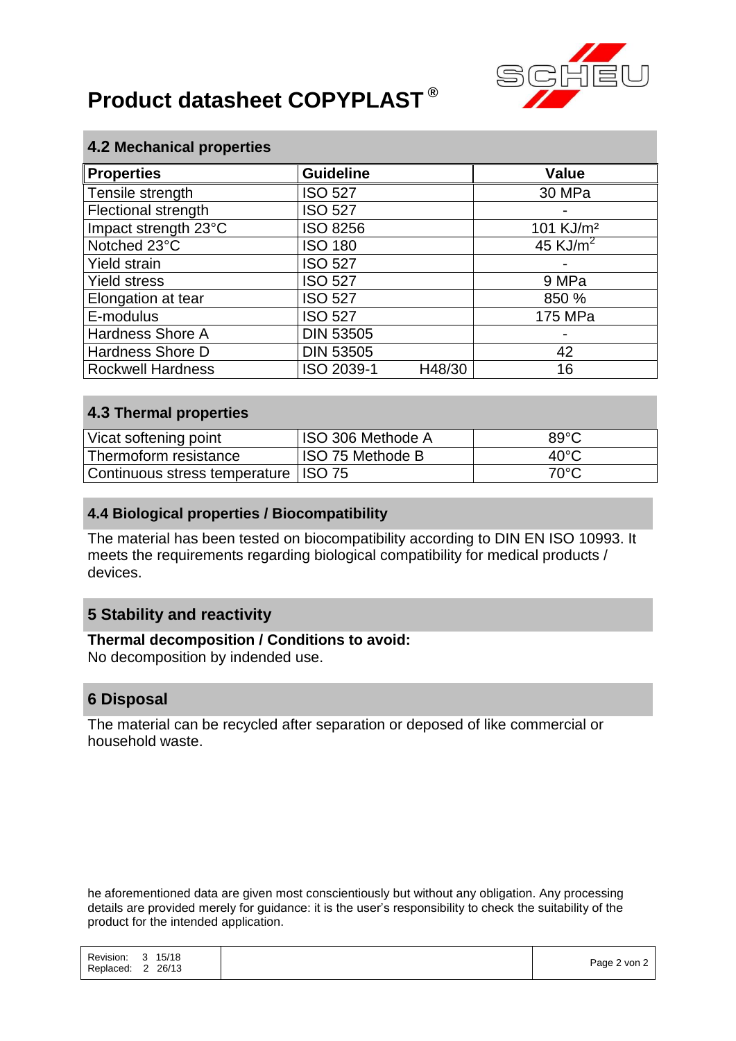# Product datasheet COPYPLAST®

## 4.2 Mechanical properties

| Properties | Guideline | Value |
|---|---|---|
| Tensile strength | ISO 527 | 30 MPa |
| Flectional strength | ISO 527 | - |
| Impact strength 23°C | ISO 8256 | 101 KJ/m² |
| Notched 23°C | ISO 180 | 45 KJ/m² |
| Yield strain | ISO 527 | - |
| Yield stress | ISO 527 | 9 MPa |
| Elongation at tear | ISO 527 | 850 % |
| E-modulus | ISO 527 | 175 MPa |
| Hardness Shore A | DIN 53505 | - |
| Hardness Shore D | DIN 53505 | 42 |
| Rockwell Hardness | ISO 2039-1 H48/30 | 16 |

## 4.3 Thermal properties

| | | |
|---|---|---|
| Vicat softening point | ISO 306 Methode A | 89°C |
| Thermoform resistance | ISO 75 Methode B | 40°C |
| Continuous stress temperature | ISO 75 | 70°C |

## 4.4 Biological properties / Biocompatibility

The material has been tested on biocompatibility according to DIN EN ISO 10993. It meets the requirements regarding biological compatibility for medical products / devices.

## 5 Stability and reactivity

**Thermal decomposition / Conditions to avoid:**
No decomposition by indended use.

## 6 Disposal

The material can be recycled after separation or deposed of like commercial or household waste.

he aforementioned data are given most conscientiously but without any obligation. Any processing details are provided merely for guidance: it is the user's responsibility to check the suitability of the product for the intended application.

Revision: 3 15/18
Replaced: 2 26/13